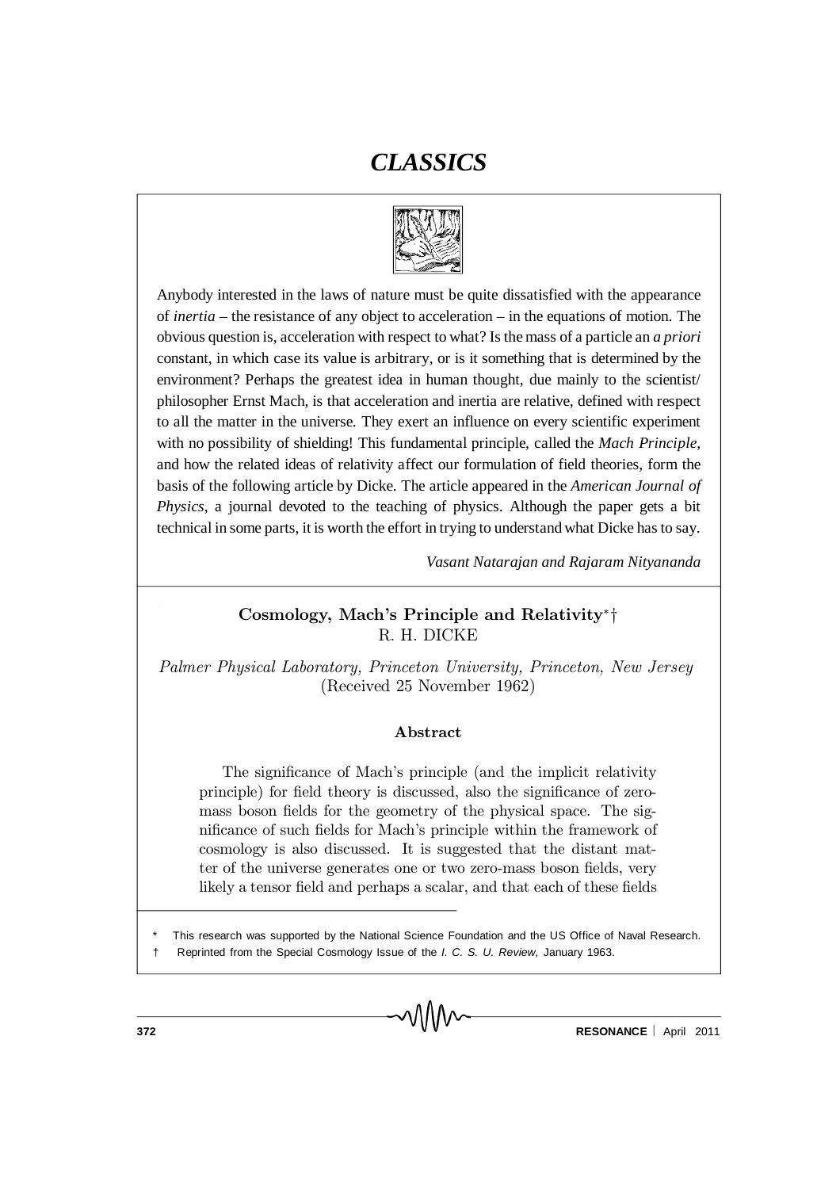# *CLASSICS*

Anybody interested in the laws of nature must be quite dissatisfied with the appearance of *inertia* – the resistance of any object to acceleration – in the equations of motion. The obvious question is, acceleration with respect to what? Is the mass of a particle an *a priori* constant, in which case its value is arbitrary, or is it something that is determined by the environment? Perhaps the greatest idea in human thought, due mainly to the scientist/philosopher Ernst Mach, is that acceleration and inertia are relative, defined with respect to all the matter in the universe. They exert an influence on every scientific experiment with no possibility of shielding! This fundamental principle, called the *Mach Principle*, and how the related ideas of relativity affect our formulation of field theories, form the basis of the following article by Dicke. The article appeared in the *American Journal of Physics*, a journal devoted to the teaching of physics. Although the paper gets a bit technical in some parts, it is worth the effort in trying to understand what Dicke has to say.

*Vasant Natarajan and Rajaram Nityananda*

## Cosmology, Mach's Principle and Relativity*†

R. H. DICKE

*Palmer Physical Laboratory, Princeton University, Princeton, New Jersey*
(Received 25 November 1962)

### Abstract

The significance of Mach's principle (and the implicit relativity principle) for field theory is discussed, also the significance of zero-mass boson fields for the geometry of the physical space. The significance of such fields for Mach's principle within the framework of cosmology is also discussed. It is suggested that the distant matter of the universe generates one or two zero-mass boson fields, very likely a tensor field and perhaps a scalar, and that each of these fields

\* This research was supported by the National Science Foundation and the US Office of Naval Research.

† Reprinted from the Special Cosmology Issue of the *I. C. S. U. Review,* January 1963.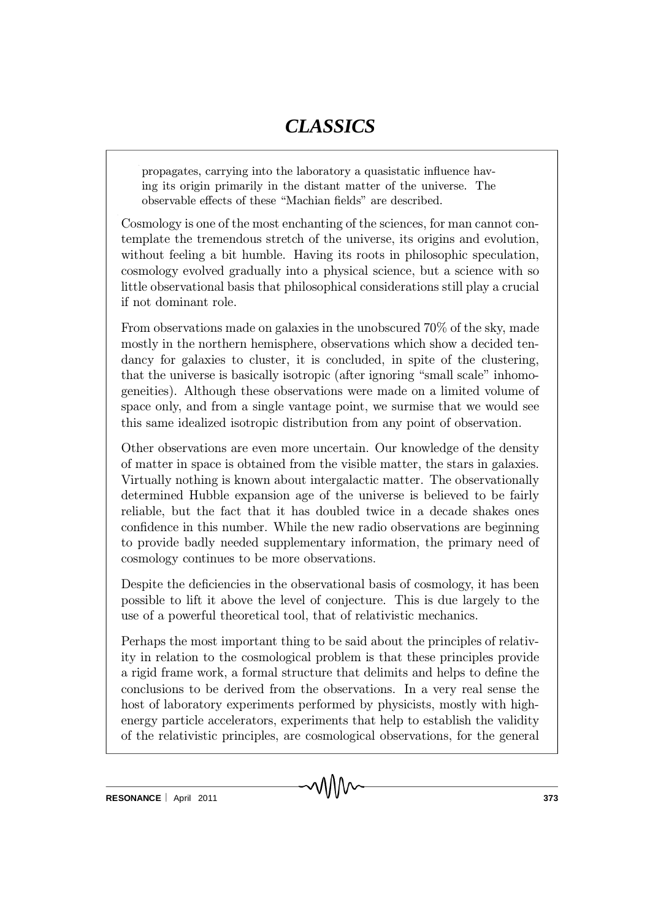propagates, carrying into the laboratory a quasistatic influence having its origin primarily in the distant matter of the universe. The observable effects of these "Machian fields" are described.

Cosmology is one of the most enchanting of the sciences, for man cannot contemplate the tremendous stretch of the universe, its origins and evolution, without feeling a bit humble. Having its roots in philosophic speculation, cosmology evolved gradually into a physical science, but a science with so little observational basis that philosophical considerations still play a crucial if not dominant role.

From observations made on galaxies in the unobscured 70% of the sky, made mostly in the northern hemisphere, observations which show a decided tendancy for galaxies to cluster, it is concluded, in spite of the clustering, that the universe is basically isotropic (after ignoring "small scale" inhomogeneities). Although these observations were made on a limited volume of space only, and from a single vantage point, we surmise that we would see this same idealized isotropic distribution from any point of observation.

Other observations are even more uncertain. Our knowledge of the density of matter in space is obtained from the visible matter, the stars in galaxies. Virtually nothing is known about intergalactic matter. The observationally determined Hubble expansion age of the universe is believed to be fairly reliable, but the fact that it has doubled twice in a decade shakes ones confidence in this number. While the new radio observations are beginning to provide badly needed supplementary information, the primary need of cosmology continues to be more observations.

Despite the deficiencies in the observational basis of cosmology, it has been possible to lift it above the level of conjecture. This is due largely to the use of a powerful theoretical tool, that of relativistic mechanics.

Perhaps the most important thing to be said about the principles of relativity in relation to the cosmological problem is that these principles provide a rigid frame work, a formal structure that delimits and helps to define the conclusions to be derived from the observations. In a very real sense the host of laboratory experiments performed by physicists, mostly with high-energy particle accelerators, experiments that help to establish the validity of the relativistic principles, are cosmological observations, for the general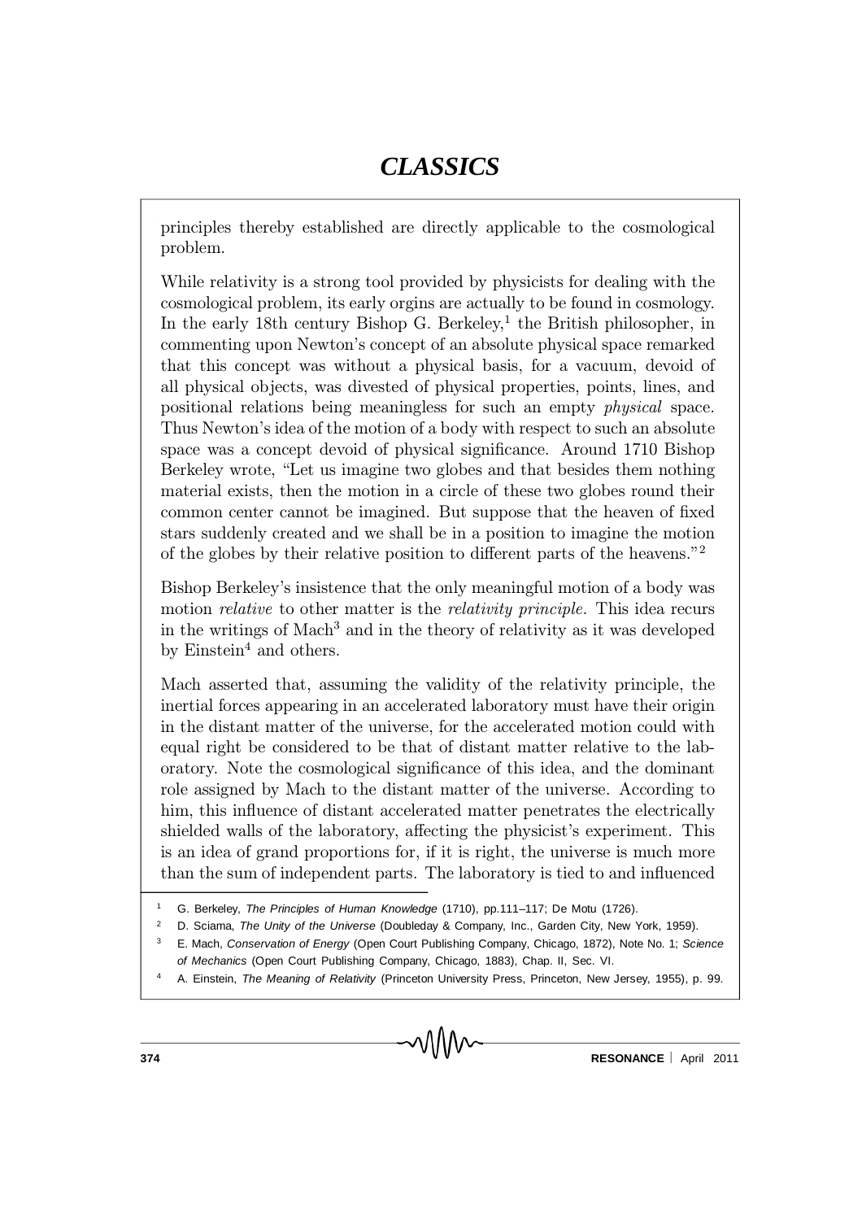principles thereby established are directly applicable to the cosmological problem.

While relativity is a strong tool provided by physicists for dealing with the cosmological problem, its early orgins are actually to be found in cosmology. In the early 18th century Bishop G. Berkeley,[1] the British philosopher, in commenting upon Newton's concept of an absolute physical space remarked that this concept was without a physical basis, for a vacuum, devoid of all physical objects, was divested of physical properties, points, lines, and positional relations being meaningless for such an empty *physical* space. Thus Newton's idea of the motion of a body with respect to such an absolute space was a concept devoid of physical significance. Around 1710 Bishop Berkeley wrote, "Let us imagine two globes and that besides them nothing material exists, then the motion in a circle of these two globes round their common center cannot be imagined. But suppose that the heaven of fixed stars suddenly created and we shall be in a position to imagine the motion of the globes by their relative position to different parts of the heavens."[2]

Bishop Berkeley's insistence that the only meaningful motion of a body was motion *relative* to other matter is the *relativity principle*. This idea recurs in the writings of Mach[3] and in the theory of relativity as it was developed by Einstein[4] and others.

Mach asserted that, assuming the validity of the relativity principle, the inertial forces appearing in an accelerated laboratory must have their origin in the distant matter of the universe, for the accelerated motion could with equal right be considered to be that of distant matter relative to the laboratory. Note the cosmological significance of this idea, and the dominant role assigned by Mach to the distant matter of the universe. According to him, this influence of distant accelerated matter penetrates the electrically shielded walls of the laboratory, affecting the physicist's experiment. This is an idea of grand proportions for, if it is right, the universe is much more than the sum of independent parts. The laboratory is tied to and influenced

---

[1] G. Berkeley, *The Principles of Human Knowledge* (1710), pp.111–117; De Motu (1726).

[2] D. Sciama, *The Unity of the Universe* (Doubleday & Company, Inc., Garden City, New York, 1959).

[3] E. Mach, *Conservation of Energy* (Open Court Publishing Company, Chicago, 1872), Note No. 1; *Science of Mechanics* (Open Court Publishing Company, Chicago, 1883), Chap. II, Sec. VI.

[4] A. Einstein, *The Meaning of Relativity* (Princeton University Press, Princeton, New Jersey, 1955), p. 99.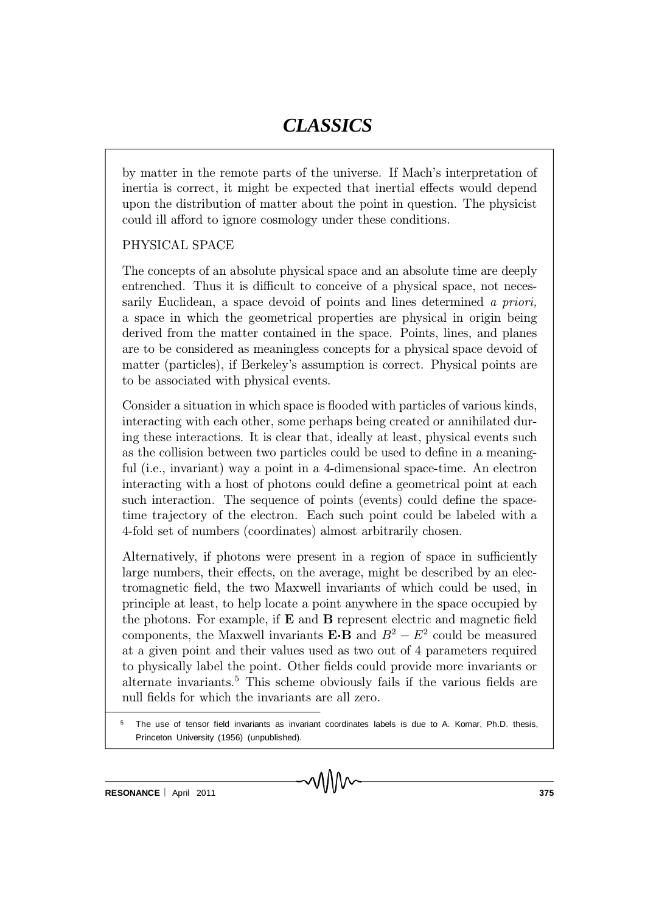by matter in the remote parts of the universe. If Mach's interpretation of inertia is correct, it might be expected that inertial effects would depend upon the distribution of matter about the point in question. The physicist could ill afford to ignore cosmology under these conditions.

## PHYSICAL SPACE

The concepts of an absolute physical space and an absolute time are deeply entrenched. Thus it is difficult to conceive of a physical space, not necessarily Euclidean, a space devoid of points and lines determined *a priori,* a space in which the geometrical properties are physical in origin being derived from the matter contained in the space. Points, lines, and planes are to be considered as meaningless concepts for a physical space devoid of matter (particles), if Berkeley's assumption is correct. Physical points are to be associated with physical events.

Consider a situation in which space is flooded with particles of various kinds, interacting with each other, some perhaps being created or annihilated during these interactions. It is clear that, ideally at least, physical events such as the collision between two particles could be used to define in a meaningful (i.e., invariant) way a point in a 4-dimensional space-time. An electron interacting with a host of photons could define a geometrical point at each such interaction. The sequence of points (events) could define the space-time trajectory of the electron. Each such point could be labeled with a 4-fold set of numbers (coordinates) almost arbitrarily chosen.

Alternatively, if photons were present in a region of space in sufficiently large numbers, their effects, on the average, might be described by an electromagnetic field, the two Maxwell invariants of which could be used, in principle at least, to help locate a point anywhere in the space occupied by the photons. For example, if $\mathbf{E}$ and $\mathbf{B}$ represent electric and magnetic field components, the Maxwell invariants $\mathbf{E}\cdot\mathbf{B}$ and $B^2 - E^2$ could be measured at a given point and their values used as two out of 4 parameters required to physically label the point. Other fields could provide more invariants or alternate invariants.[5] This scheme obviously fails if the various fields are null fields for which the invariants are all zero.

---

[5] The use of tensor field invariants as invariant coordinates labels is due to A. Komar, Ph.D. thesis, Princeton University (1956) (unpublished).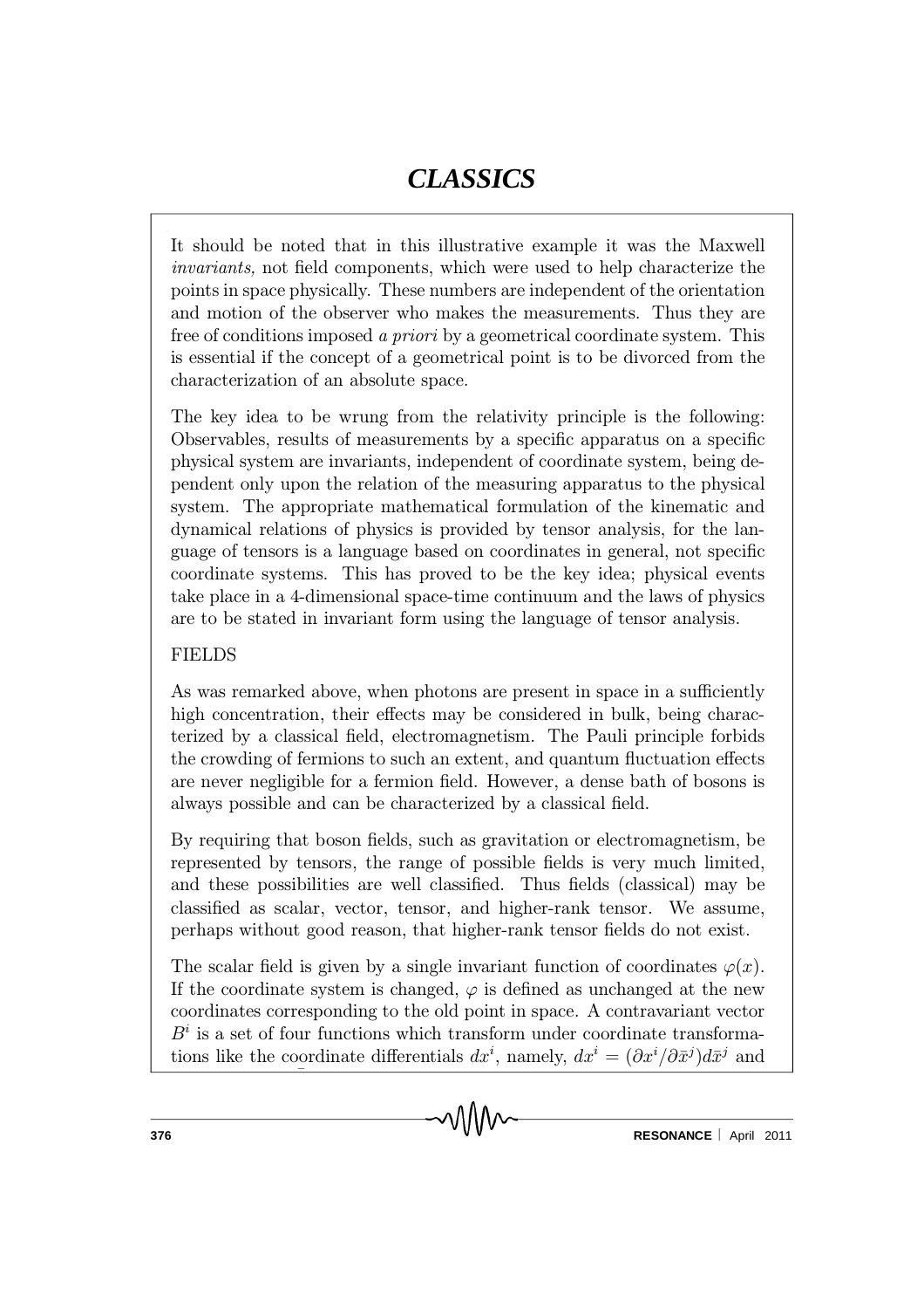It should be noted that in this illustrative example it was the Maxwell *invariants,* not field components, which were used to help characterize the points in space physically. These numbers are independent of the orientation and motion of the observer who makes the measurements. Thus they are free of conditions imposed *a priori* by a geometrical coordinate system. This is essential if the concept of a geometrical point is to be divorced from the characterization of an absolute space.

The key idea to be wrung from the relativity principle is the following: Observables, results of measurements by a specific apparatus on a specific physical system are invariants, independent of coordinate system, being dependent only upon the relation of the measuring apparatus to the physical system. The appropriate mathematical formulation of the kinematic and dynamical relations of physics is provided by tensor analysis, for the language of tensors is a language based on coordinates in general, not specific coordinate systems. This has proved to be the key idea; physical events take place in a 4-dimensional space-time continuum and the laws of physics are to be stated in invariant form using the language of tensor analysis.

## FIELDS

As was remarked above, when photons are present in space in a sufficiently high concentration, their effects may be considered in bulk, being characterized by a classical field, electromagnetism. The Pauli principle forbids the crowding of fermions to such an extent, and quantum fluctuation effects are never negligible for a fermion field. However, a dense bath of bosons is always possible and can be characterized by a classical field.

By requiring that boson fields, such as gravitation or electromagnetism, be represented by tensors, the range of possible fields is very much limited, and these possibilities are well classified. Thus fields (classical) may be classified as scalar, vector, tensor, and higher-rank tensor. We assume, perhaps without good reason, that higher-rank tensor fields do not exist.

The scalar field is given by a single invariant function of coordinates $\varphi(x)$. If the coordinate system is changed, $\varphi$ is defined as unchanged at the new coordinates corresponding to the old point in space. A contravariant vector $B^i$ is a set of four functions which transform under coordinate transformations like the coordinate differentials $dx^i$, namely, $dx^i = (\partial x^i / \partial \bar{x}^j) d\bar{x}^j$ and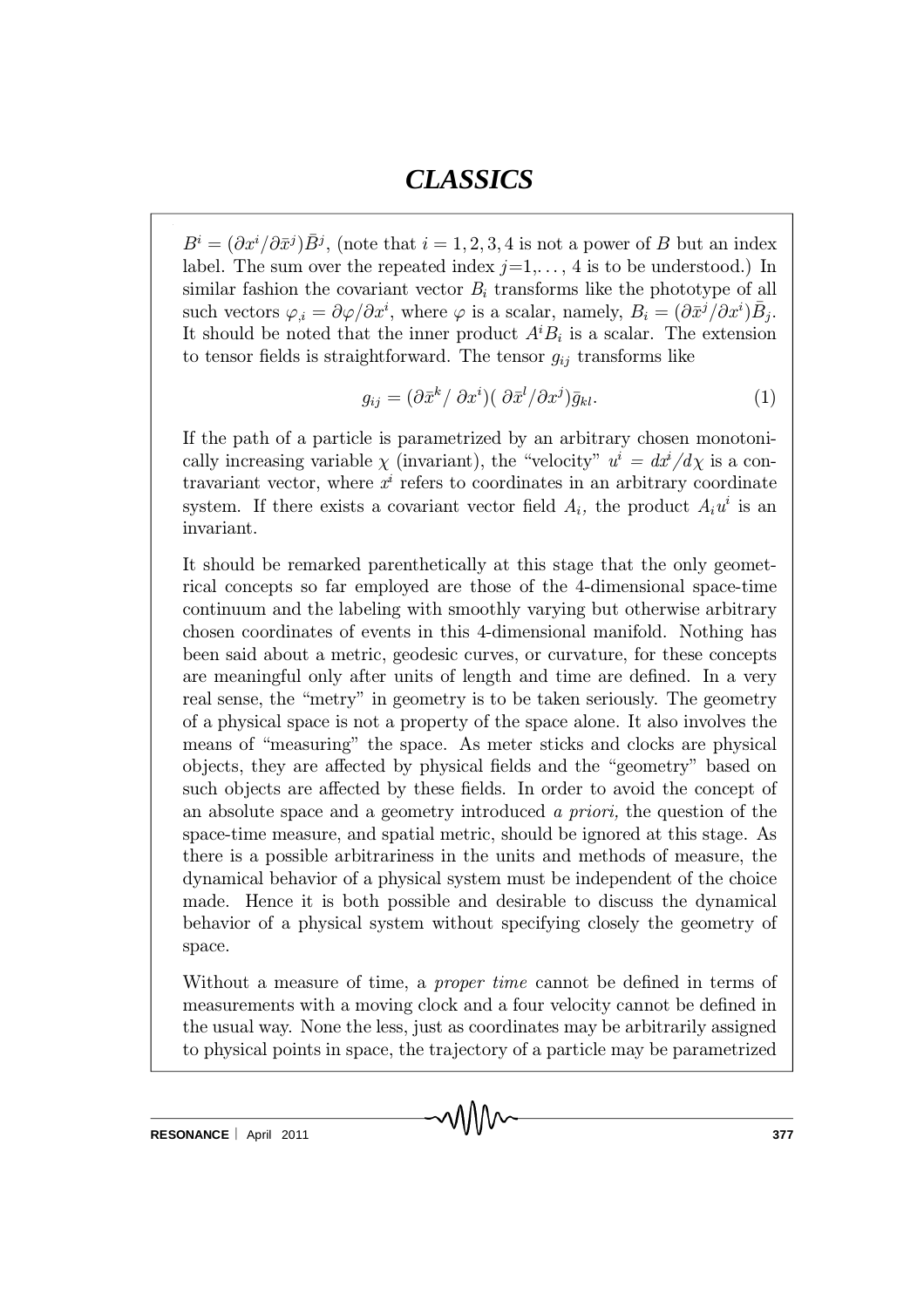$B^i = (\partial x^i/\partial \bar{x}^j)\bar{B}^j$, (note that $i = 1, 2, 3, 4$ is not a power of $B$ but an index label. The sum over the repeated index $j$=1,. . . , 4 is to be understood.) In similar fashion the covariant vector $B_i$ transforms like the phototype of all such vectors $\varphi_{,i} = \partial\varphi/\partial x^i$, where $\varphi$ is a scalar, namely, $B_i = (\partial \bar{x}^j/\partial x^i)\bar{B}_j$. It should be noted that the inner product $A^i B_i$ is a scalar. The extension to tensor fields is straightforward. The tensor $g_{ij}$ transforms like

$$g_{ij} = (\partial \bar{x}^k / \partial x^i)(\partial \bar{x}^l/\partial x^j)\bar{g}_{kl}. \tag{1}$$

If the path of a particle is parametrized by an arbitrary chosen monotonically increasing variable $\chi$ (invariant), the "velocity" $u^i = dx^i/d\chi$ is a contravariant vector, where $x^i$ refers to coordinates in an arbitrary coordinate system. If there exists a covariant vector field $A_i$, the product $A_i u^i$ is an invariant.

It should be remarked parenthetically at this stage that the only geometrical concepts so far employed are those of the 4-dimensional space-time continuum and the labeling with smoothly varying but otherwise arbitrary chosen coordinates of events in this 4-dimensional manifold. Nothing has been said about a metric, geodesic curves, or curvature, for these concepts are meaningful only after units of length and time are defined. In a very real sense, the "metry" in geometry is to be taken seriously. The geometry of a physical space is not a property of the space alone. It also involves the means of "measuring" the space. As meter sticks and clocks are physical objects, they are affected by physical fields and the "geometry" based on such objects are affected by these fields. In order to avoid the concept of an absolute space and a geometry introduced *a priori,* the question of the space-time measure, and spatial metric, should be ignored at this stage. As there is a possible arbitrariness in the units and methods of measure, the dynamical behavior of a physical system must be independent of the choice made. Hence it is both possible and desirable to discuss the dynamical behavior of a physical system without specifying closely the geometry of space.

Without a measure of time, a *proper time* cannot be defined in terms of measurements with a moving clock and a four velocity cannot be defined in the usual way. None the less, just as coordinates may be arbitrarily assigned to physical points in space, the trajectory of a particle may be parametrized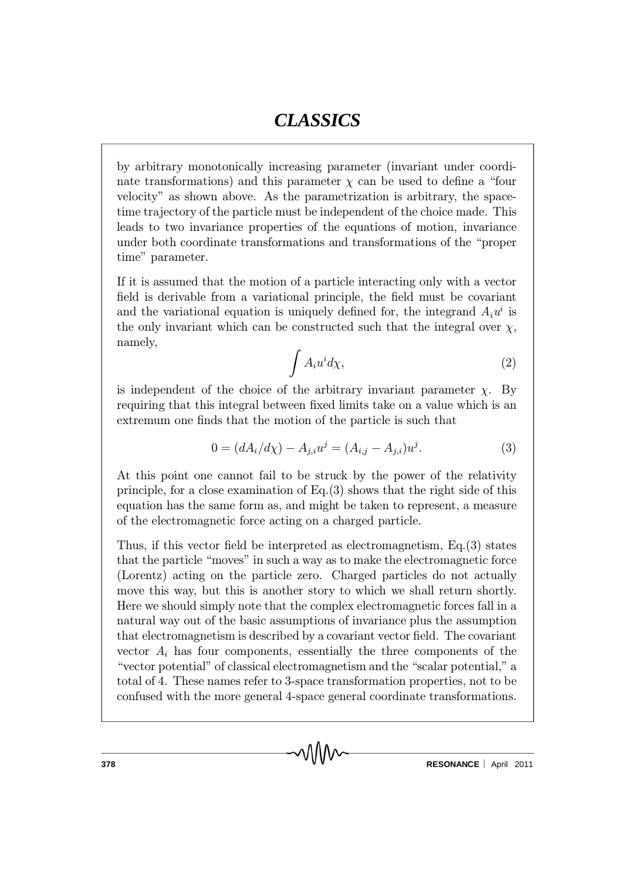by arbitrary monotonically increasing parameter (invariant under coordinate transformations) and this parameter $\chi$ can be used to define a "four velocity" as shown above. As the parametrization is arbitrary, the space-time trajectory of the particle must be independent of the choice made. This leads to two invariance properties of the equations of motion, invariance under both coordinate transformations and transformations of the "proper time" parameter.

If it is assumed that the motion of a particle interacting only with a vector field is derivable from a variational principle, the field must be covariant and the variational equation is uniquely defined for, the integrand $A_i u^i$ is the only invariant which can be constructed such that the integral over $\chi$, namely,

$$\int A_i u^i d\chi, \tag{2}$$

is independent of the choice of the arbitrary invariant parameter $\chi$. By requiring that this integral between fixed limits take on a value which is an extremum one finds that the motion of the particle is such that

$$0 = (dA_i/d\chi) - A_{j,i}u^j = (A_{i,j} - A_{j,i})u^j. \tag{3}$$

At this point one cannot fail to be struck by the power of the relativity principle, for a close examination of Eq.(3) shows that the right side of this equation has the same form as, and might be taken to represent, a measure of the electromagnetic force acting on a charged particle.

Thus, if this vector field be interpreted as electromagnetism, Eq.(3) states that the particle "moves" in such a way as to make the electromagnetic force (Lorentz) acting on the particle zero. Charged particles do not actually move this way, but this is another story to which we shall return shortly. Here we should simply note that the complex electromagnetic forces fall in a natural way out of the basic assumptions of invariance plus the assumption that electromagnetism is described by a covariant vector field. The covariant vector $A_i$ has four components, essentially the three components of the "vector potential" of classical electromagnetism and the "scalar potential," a total of 4. These names refer to 3-space transformation properties, not to be confused with the more general 4-space general coordinate transformations.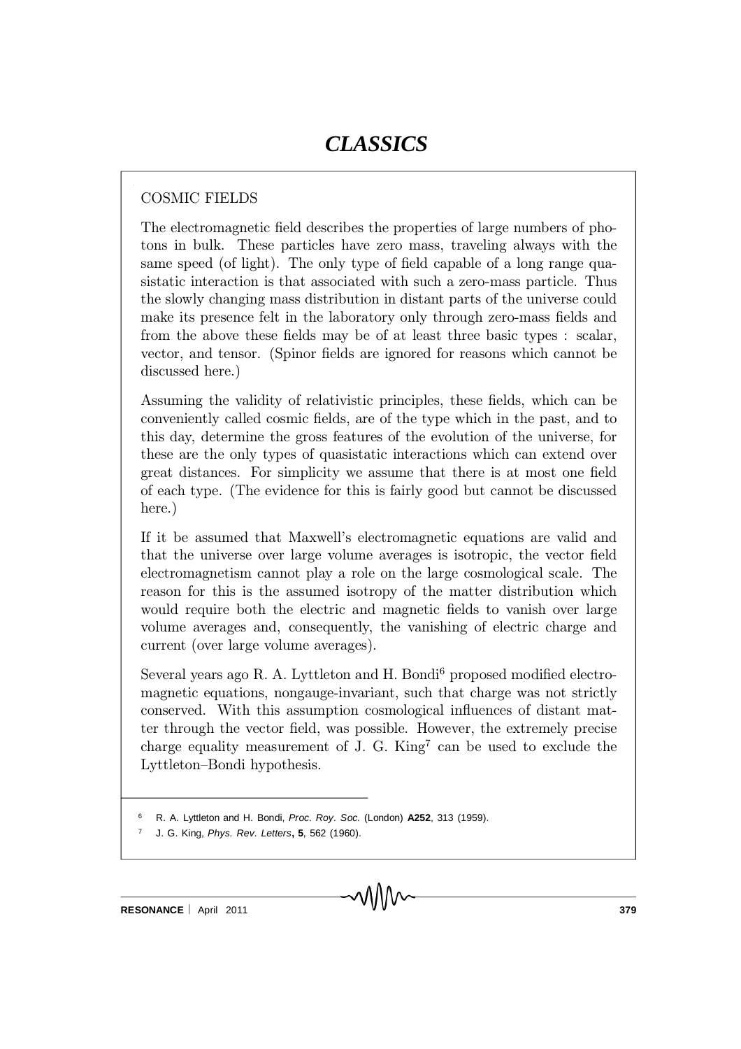COSMIC FIELDS

The electromagnetic field describes the properties of large numbers of photons in bulk. These particles have zero mass, traveling always with the same speed (of light). The only type of field capable of a long range quasistatic interaction is that associated with such a zero-mass particle. Thus the slowly changing mass distribution in distant parts of the universe could make its presence felt in the laboratory only through zero-mass fields and from the above these fields may be of at least three basic types : scalar, vector, and tensor. (Spinor fields are ignored for reasons which cannot be discussed here.)

Assuming the validity of relativistic principles, these fields, which can be conveniently called cosmic fields, are of the type which in the past, and to this day, determine the gross features of the evolution of the universe, for these are the only types of quasistatic interactions which can extend over great distances. For simplicity we assume that there is at most one field of each type. (The evidence for this is fairly good but cannot be discussed here.)

If it be assumed that Maxwell's electromagnetic equations are valid and that the universe over large volume averages is isotropic, the vector field electromagnetism cannot play a role on the large cosmological scale. The reason for this is the assumed isotropy of the matter distribution which would require both the electric and magnetic fields to vanish over large volume averages and, consequently, the vanishing of electric charge and current (over large volume averages).

Several years ago R. A. Lyttleton and H. Bondi[6] proposed modified electromagnetic equations, nongauge-invariant, such that charge was not strictly conserved. With this assumption cosmological influences of distant matter through the vector field, was possible. However, the extremely precise charge equality measurement of J. G. King[7] can be used to exclude the Lyttleton–Bondi hypothesis.

---

[6] R. A. Lyttleton and H. Bondi, *Proc. Roy. Soc.* (London) **A252**, 313 (1959).

[7] J. G. King, *Phys. Rev. Letters*, **5**, 562 (1960).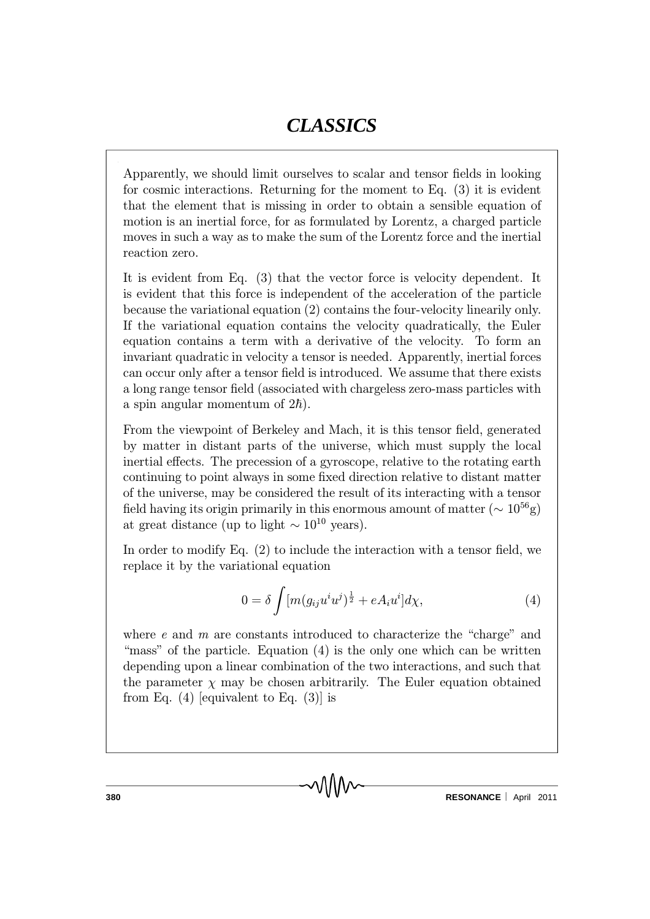Apparently, we should limit ourselves to scalar and tensor fields in looking for cosmic interactions. Returning for the moment to Eq. (3) it is evident that the element that is missing in order to obtain a sensible equation of motion is an inertial force, for as formulated by Lorentz, a charged particle moves in such a way as to make the sum of the Lorentz force and the inertial reaction zero.

It is evident from Eq. (3) that the vector force is velocity dependent. It is evident that this force is independent of the acceleration of the particle because the variational equation (2) contains the four-velocity linearily only. If the variational equation contains the velocity quadratically, the Euler equation contains a term with a derivative of the velocity. To form an invariant quadratic in velocity a tensor is needed. Apparently, inertial forces can occur only after a tensor field is introduced. We assume that there exists a long range tensor field (associated with chargeless zero-mass particles with a spin angular momentum of $2\hbar$).

From the viewpoint of Berkeley and Mach, it is this tensor field, generated by matter in distant parts of the universe, which must supply the local inertial effects. The precession of a gyroscope, relative to the rotating earth continuing to point always in some fixed direction relative to distant matter of the universe, may be considered the result of its interacting with a tensor field having its origin primarily in this enormous amount of matter ($\sim 10^{56}$g) at great distance (up to light $\sim 10^{10}$ years).

In order to modify Eq. (2) to include the interaction with a tensor field, we replace it by the variational equation

$$0 = \delta \int [m(g_{ij}u^i u^j)^{\frac{1}{2}} + eA_i u^i] d\chi, \tag{4}$$

where $e$ and $m$ are constants introduced to characterize the "charge" and "mass" of the particle. Equation (4) is the only one which can be written depending upon a linear combination of the two interactions, and such that the parameter $\chi$ may be chosen arbitrarily. The Euler equation obtained from Eq. (4) [equivalent to Eq. (3)] is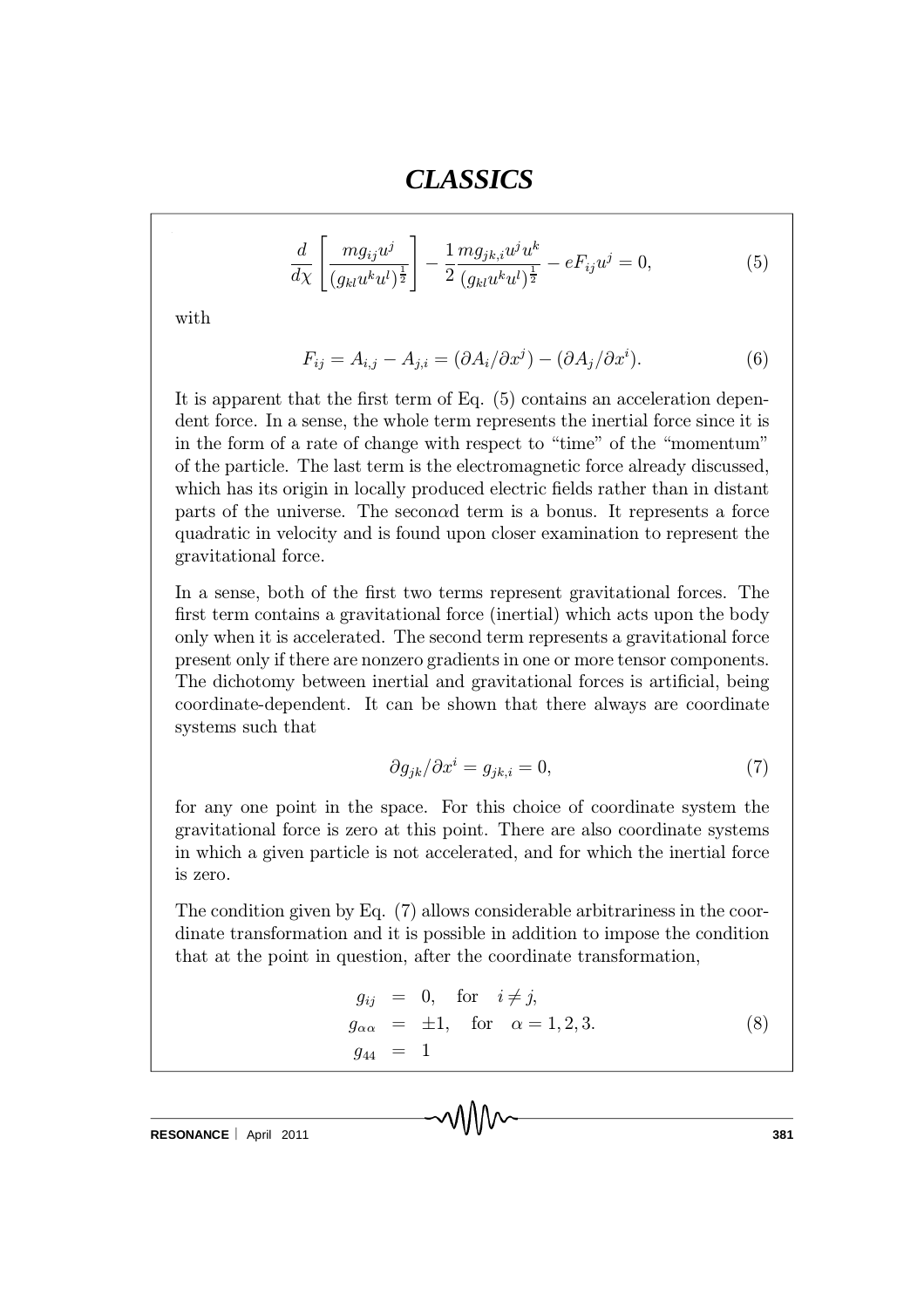$$\frac{d}{d\chi}\left[\frac{mg_{ij}u^j}{(g_{kl}u^k u^l)^{\frac{1}{2}}}\right] - \frac{1}{2}\frac{mg_{jk,i}u^j u^k}{(g_{kl}u^k u^l)^{\frac{1}{2}}} - eF_{ij}u^j = 0, \tag{5}$$

with

$$F_{ij} = A_{i,j} - A_{j,i} = (\partial A_i/\partial x^j) - (\partial A_j/\partial x^i). \tag{6}$$

It is apparent that the first term of Eq. (5) contains an acceleration dependent force. In a sense, the whole term represents the inertial force since it is in the form of a rate of change with respect to "time" of the "momentum" of the particle. The last term is the electromagnetic force already discussed, which has its origin in locally produced electric fields rather than in distant parts of the universe. The second term is a bonus. It represents a force quadratic in velocity and is found upon closer examination to represent the gravitational force.

In a sense, both of the first two terms represent gravitational forces. The first term contains a gravitational force (inertial) which acts upon the body only when it is accelerated. The second term represents a gravitational force present only if there are nonzero gradients in one or more tensor components. The dichotomy between inertial and gravitational forces is artificial, being coordinate-dependent. It can be shown that there always are coordinate systems such that

$$\partial g_{jk}/\partial x^i = g_{jk,i} = 0, \tag{7}$$

for any one point in the space. For this choice of coordinate system the gravitational force is zero at this point. There are also coordinate systems in which a given particle is not accelerated, and for which the inertial force is zero.

The condition given by Eq. (7) allows considerable arbitrariness in the coordinate transformation and it is possible in addition to impose the condition that at the point in question, after the coordinate transformation,

$$\begin{aligned} g_{ij} &= 0, \quad \text{for} \quad i \neq j, \\ g_{\alpha\alpha} &= \pm 1, \quad \text{for} \quad \alpha = 1, 2, 3. \\ g_{44} &= 1 \end{aligned} \tag{8}$$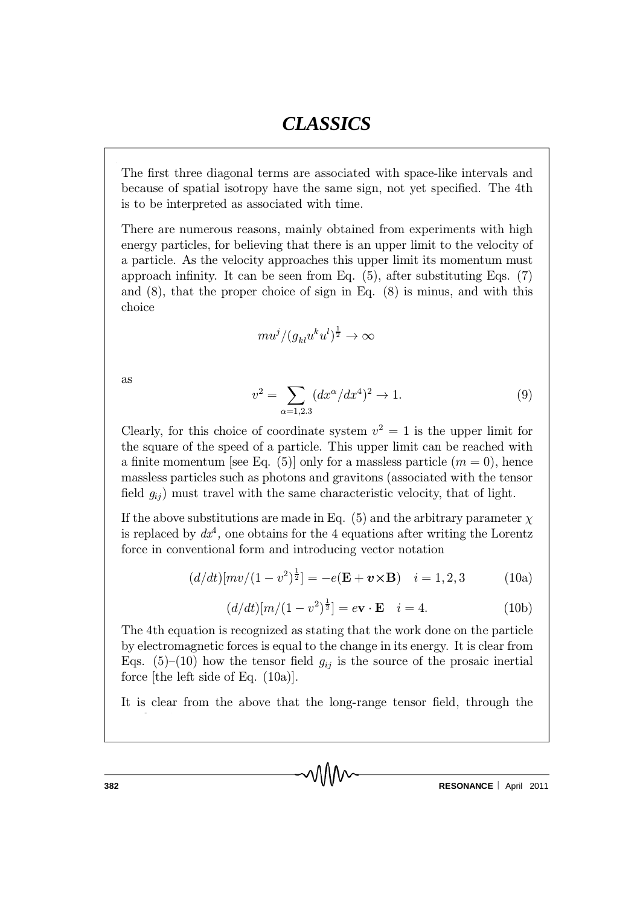The first three diagonal terms are associated with space-like intervals and because of spatial isotropy have the same sign, not yet specified. The 4th is to be interpreted as associated with time.

There are numerous reasons, mainly obtained from experiments with high energy particles, for believing that there is an upper limit to the velocity of a particle. As the velocity approaches this upper limit its momentum must approach infinity. It can be seen from Eq. (5), after substituting Eqs. (7) and (8), that the proper choice of sign in Eq. (8) is minus, and with this choice

$$mu^j/(g_{kl}u^k u^l)^{\frac{1}{2}} \to \infty$$

as

$$v^2 = \sum_{\alpha=1,2,3} (dx^\alpha/dx^4)^2 \to 1. \tag{9}$$

Clearly, for this choice of coordinate system $v^2 = 1$ is the upper limit for the square of the speed of a particle. This upper limit can be reached with a finite momentum [see Eq. (5)] only for a massless particle ($m = 0$), hence massless particles such as photons and gravitons (associated with the tensor field $g_{ij}$) must travel with the same characteristic velocity, that of light.

If the above substitutions are made in Eq. (5) and the arbitrary parameter $\chi$ is replaced by $dx^4$, one obtains for the 4 equations after writing the Lorentz force in conventional form and introducing vector notation

$$(d/dt)[mv/(1-v^2)^{\frac{1}{2}}] = -e(\mathbf{E} + \boldsymbol{v}\times\mathbf{B}) \quad i = 1, 2, 3 \tag{10a}$$

$$(d/dt)[m/(1-v^2)^{\frac{1}{2}}] = e\mathbf{v}\cdot\mathbf{E} \quad i = 4. \tag{10b}$$

The 4th equation is recognized as stating that the work done on the particle by electromagnetic forces is equal to the change in its energy. It is clear from Eqs. (5)–(10) how the tensor field $g_{ij}$ is the source of the prosaic inertial force [the left side of Eq. (10a)].

It is clear from the above that the long-range tensor field, through the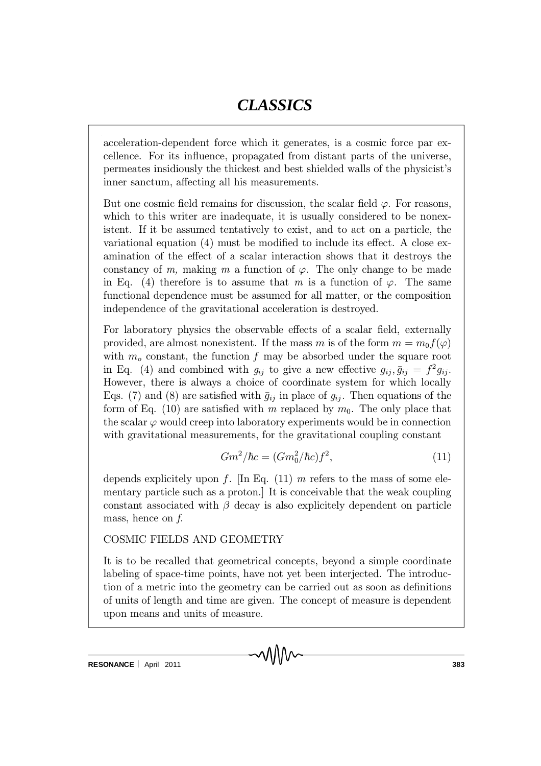acceleration-dependent force which it generates, is a cosmic force par excellence. For its influence, propagated from distant parts of the universe, permeates insidiously the thickest and best shielded walls of the physicist's inner sanctum, affecting all his measurements.

But one cosmic field remains for discussion, the scalar field $\varphi$. For reasons, which to this writer are inadequate, it is usually considered to be nonexistent. If it be assumed tentatively to exist, and to act on a particle, the variational equation (4) must be modified to include its effect. A close examination of the effect of a scalar interaction shows that it destroys the constancy of $m$, making $m$ a function of $\varphi$. The only change to be made in Eq. (4) therefore is to assume that $m$ is a function of $\varphi$. The same functional dependence must be assumed for all matter, or the composition independence of the gravitational acceleration is destroyed.

For laboratory physics the observable effects of a scalar field, externally provided, are almost nonexistent. If the mass $m$ is of the form $m = m_0 f(\varphi)$ with $m_o$ constant, the function $f$ may be absorbed under the square root in Eq. (4) and combined with $g_{ij}$ to give a new effective $g_{ij}, \bar{g}_{ij} = f^2 g_{ij}$. However, there is always a choice of coordinate system for which locally Eqs. (7) and (8) are satisfied with $\bar{g}_{ij}$ in place of $g_{ij}$. Then equations of the form of Eq. (10) are satisfied with $m$ replaced by $m_0$. The only place that the scalar $\varphi$ would creep into laboratory experiments would be in connection with gravitational measurements, for the gravitational coupling constant

$$Gm^2/\hbar c = (Gm_0^2/\hbar c)f^2, \tag{11}$$

depends explicitely upon $f$. [In Eq. (11) $m$ refers to the mass of some elementary particle such as a proton.] It is conceivable that the weak coupling constant associated with $\beta$ decay is also explicitely dependent on particle mass, hence on $f$.

## COSMIC FIELDS AND GEOMETRY

It is to be recalled that geometrical concepts, beyond a simple coordinate labeling of space-time points, have not yet been interjected. The introduction of a metric into the geometry can be carried out as soon as definitions of units of length and time are given. The concept of measure is dependent upon means and units of measure.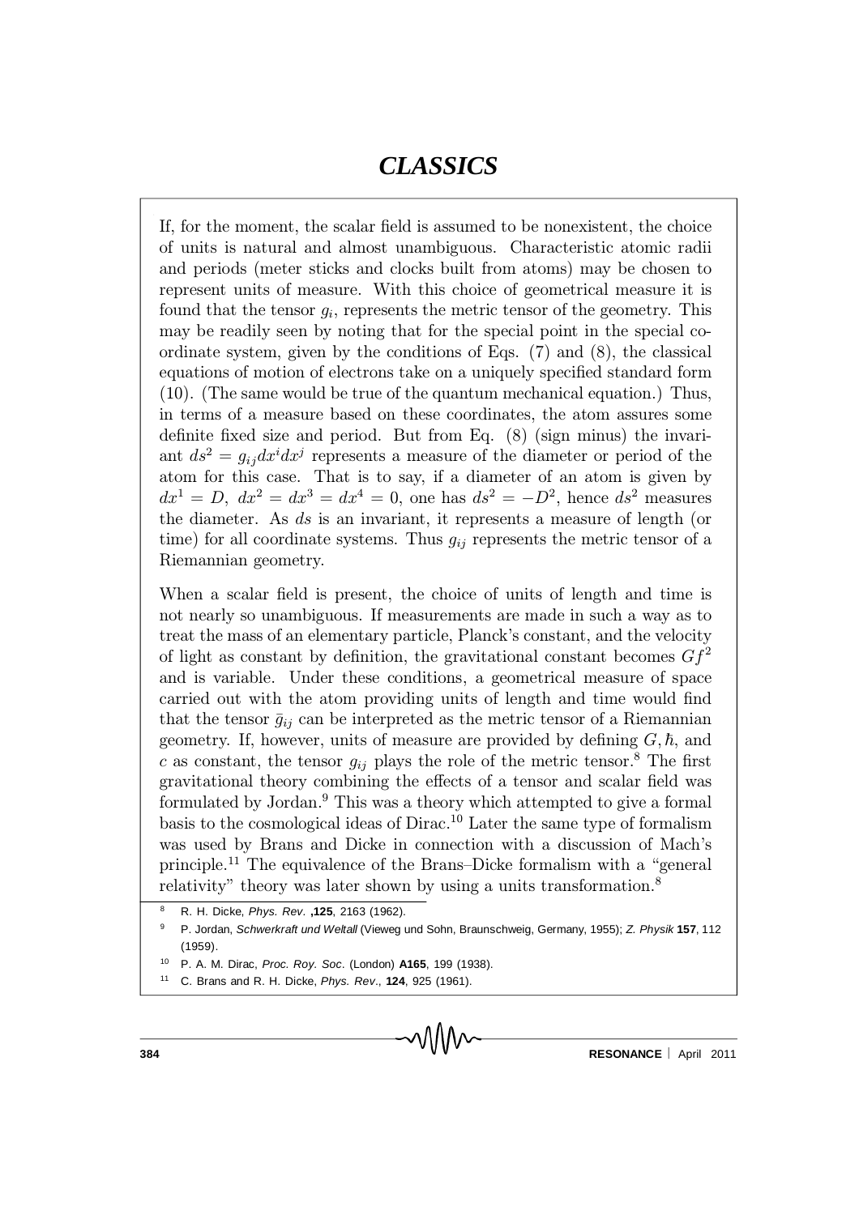If, for the moment, the scalar field is assumed to be nonexistent, the choice of units is natural and almost unambiguous. Characteristic atomic radii and periods (meter sticks and clocks built from atoms) may be chosen to represent units of measure. With this choice of geometrical measure it is found that the tensor $g_i$, represents the metric tensor of the geometry. This may be readily seen by noting that for the special point in the special coordinate system, given by the conditions of Eqs. (7) and (8), the classical equations of motion of electrons take on a uniquely specified standard form (10). (The same would be true of the quantum mechanical equation.) Thus, in terms of a measure based on these coordinates, the atom assures some definite fixed size and period. But from Eq. (8) (sign minus) the invariant $ds^2 = g_{ij}dx^i dx^j$ represents a measure of the diameter or period of the atom for this case. That is to say, if a diameter of an atom is given by $dx^1 = D,\ dx^2 = dx^3 = dx^4 = 0$, one has $ds^2 = -D^2$, hence $ds^2$ measures the diameter. As $ds$ is an invariant, it represents a measure of length (or time) for all coordinate systems. Thus $g_{ij}$ represents the metric tensor of a Riemannian geometry.

When a scalar field is present, the choice of units of length and time is not nearly so unambiguous. If measurements are made in such a way as to treat the mass of an elementary particle, Planck's constant, and the velocity of light as constant by definition, the gravitational constant becomes $Gf^2$ and is variable. Under these conditions, a geometrical measure of space carried out with the atom providing units of length and time would find that the tensor $\bar{g}_{ij}$ can be interpreted as the metric tensor of a Riemannian geometry. If, however, units of measure are provided by defining $G, \hbar$, and $c$ as constant, the tensor $g_{ij}$ plays the role of the metric tensor.[8] The first gravitational theory combining the effects of a tensor and scalar field was formulated by Jordan.[9] This was a theory which attempted to give a formal basis to the cosmological ideas of Dirac.[10] Later the same type of formalism was used by Brans and Dicke in connection with a discussion of Mach's principle.[11] The equivalence of the Brans–Dicke formalism with a "general relativity" theory was later shown by using a units transformation.[8]

---

[8] R. H. Dicke, *Phys. Rev.* ,**125**, 2163 (1962).

[9] P. Jordan, *Schwerkraft und Weltall* (Vieweg und Sohn, Braunschweig, Germany, 1955); *Z. Physik* **157**, 112 (1959).

[10] P. A. M. Dirac, *Proc. Roy. Soc.* (London) **A165**, 199 (1938).

[11] C. Brans and R. H. Dicke, *Phys. Rev.*, **124**, 925 (1961).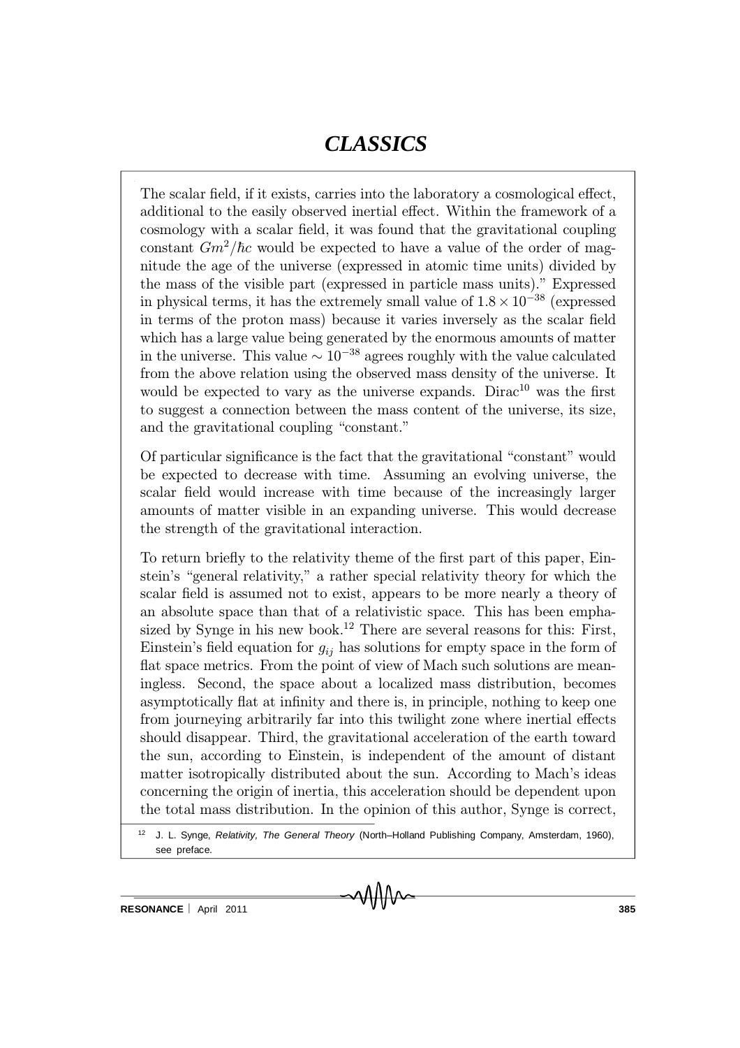The scalar field, if it exists, carries into the laboratory a cosmological effect, additional to the easily observed inertial effect. Within the framework of a cosmology with a scalar field, it was found that the gravitational coupling constant $Gm^2/\hbar c$ would be expected to have a value of the order of magnitude the age of the universe (expressed in atomic time units) divided by the mass of the visible part (expressed in particle mass units)." Expressed in physical terms, it has the extremely small value of $1.8 \times 10^{-38}$ (expressed in terms of the proton mass) because it varies inversely as the scalar field which has a large value being generated by the enormous amounts of matter in the universe. This value $\sim 10^{-38}$ agrees roughly with the value calculated from the above relation using the observed mass density of the universe. It would be expected to vary as the universe expands. Dirac[10] was the first to suggest a connection between the mass content of the universe, its size, and the gravitational coupling "constant."

Of particular significance is the fact that the gravitational "constant" would be expected to decrease with time. Assuming an evolving universe, the scalar field would increase with time because of the increasingly larger amounts of matter visible in an expanding universe. This would decrease the strength of the gravitational interaction.

To return briefly to the relativity theme of the first part of this paper, Einstein's "general relativity," a rather special relativity theory for which the scalar field is assumed not to exist, appears to be more nearly a theory of an absolute space than that of a relativistic space. This has been emphasized by Synge in his new book.[12] There are several reasons for this: First, Einstein's field equation for $g_{ij}$ has solutions for empty space in the form of flat space metrics. From the point of view of Mach such solutions are meaningless. Second, the space about a localized mass distribution, becomes asymptotically flat at infinity and there is, in principle, nothing to keep one from journeying arbitrarily far into this twilight zone where inertial effects should disappear. Third, the gravitational acceleration of the earth toward the sun, according to Einstein, is independent of the amount of distant matter isotropically distributed about the sun. According to Mach's ideas concerning the origin of inertia, this acceleration should be dependent upon the total mass distribution. In the opinion of this author, Synge is correct,

[12] J. L. Synge, *Relativity, The General Theory* (North–Holland Publishing Company, Amsterdam, 1960), see preface.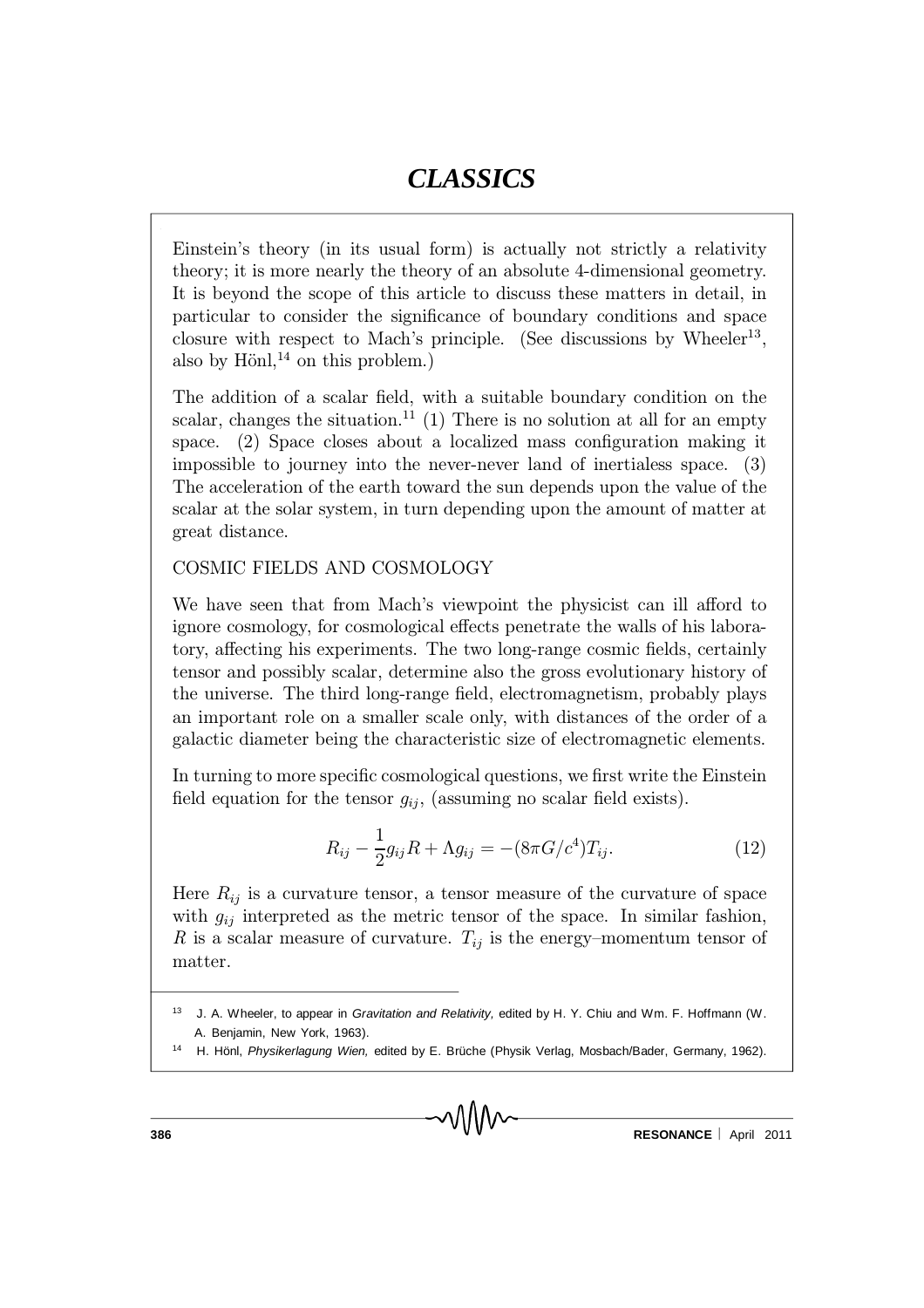Einstein's theory (in its usual form) is actually not strictly a relativity theory; it is more nearly the theory of an absolute 4-dimensional geometry. It is beyond the scope of this article to discuss these matters in detail, in particular to consider the significance of boundary conditions and space closure with respect to Mach's principle. (See discussions by Wheeler[13], also by Hönl,[14] on this problem.)

The addition of a scalar field, with a suitable boundary condition on the scalar, changes the situation.[11] (1) There is no solution at all for an empty space. (2) Space closes about a localized mass configuration making it impossible to journey into the never-never land of inertialess space. (3) The acceleration of the earth toward the sun depends upon the value of the scalar at the solar system, in turn depending upon the amount of matter at great distance.

## COSMIC FIELDS AND COSMOLOGY

We have seen that from Mach's viewpoint the physicist can ill afford to ignore cosmology, for cosmological effects penetrate the walls of his laboratory, affecting his experiments. The two long-range cosmic fields, certainly tensor and possibly scalar, determine also the gross evolutionary history of the universe. The third long-range field, electromagnetism, probably plays an important role on a smaller scale only, with distances of the order of a galactic diameter being the characteristic size of electromagnetic elements.

In turning to more specific cosmological questions, we first write the Einstein field equation for the tensor $g_{ij}$, (assuming no scalar field exists).

$$R_{ij} - \frac{1}{2}g_{ij}R + \Lambda g_{ij} = -(8\pi G/c^4)T_{ij}. \tag{12}$$

Here $R_{ij}$ is a curvature tensor, a tensor measure of the curvature of space with $g_{ij}$ interpreted as the metric tensor of the space. In similar fashion, $R$ is a scalar measure of curvature. $T_{ij}$ is the energy–momentum tensor of matter.

---

[13] J. A. Wheeler, to appear in *Gravitation and Relativity,* edited by H. Y. Chiu and Wm. F. Hoffmann (W. A. Benjamin, New York, 1963).

[14] H. Hönl, *Physikerlagung Wien,* edited by E. Brüche (Physik Verlag, Mosbach/Bader, Germany, 1962).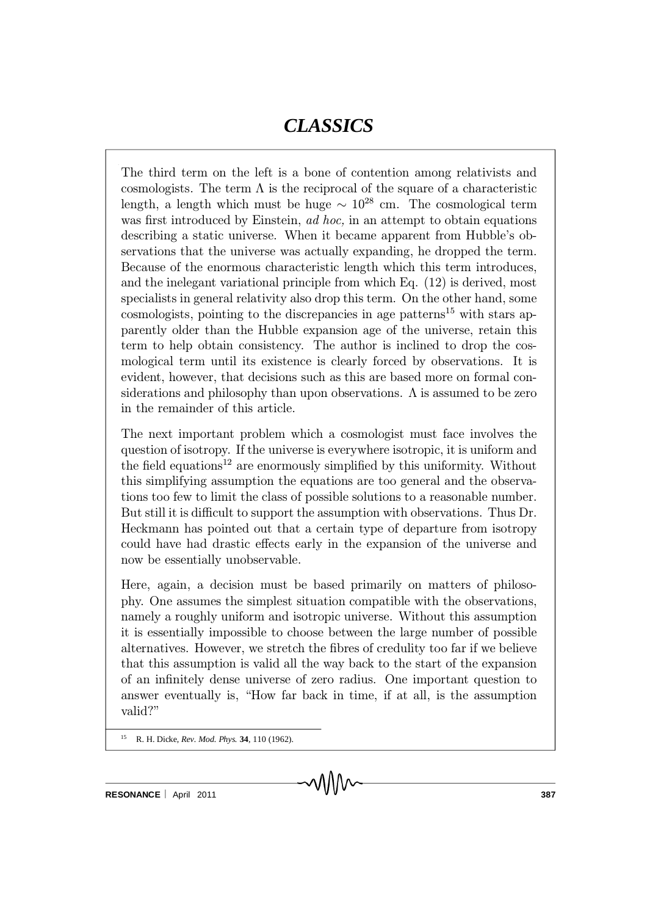The third term on the left is a bone of contention among relativists and cosmologists. The term $\Lambda$ is the reciprocal of the square of a characteristic length, a length which must be huge $\sim 10^{28}$ cm. The cosmological term was first introduced by Einstein, *ad hoc,* in an attempt to obtain equations describing a static universe. When it became apparent from Hubble's observations that the universe was actually expanding, he dropped the term. Because of the enormous characteristic length which this term introduces, and the inelegant variational principle from which Eq. (12) is derived, most specialists in general relativity also drop this term. On the other hand, some cosmologists, pointing to the discrepancies in age patterns[15] with stars apparently older than the Hubble expansion age of the universe, retain this term to help obtain consistency. The author is inclined to drop the cosmological term until its existence is clearly forced by observations. It is evident, however, that decisions such as this are based more on formal considerations and philosophy than upon observations. $\Lambda$ is assumed to be zero in the remainder of this article.

The next important problem which a cosmologist must face involves the question of isotropy. If the universe is everywhere isotropic, it is uniform and the field equations[12] are enormously simplified by this uniformity. Without this simplifying assumption the equations are too general and the observations too few to limit the class of possible solutions to a reasonable number. But still it is difficult to support the assumption with observations. Thus Dr. Heckmann has pointed out that a certain type of departure from isotropy could have had drastic effects early in the expansion of the universe and now be essentially unobservable.

Here, again, a decision must be based primarily on matters of philosophy. One assumes the simplest situation compatible with the observations, namely a roughly uniform and isotropic universe. Without this assumption it is essentially impossible to choose between the large number of possible alternatives. However, we stretch the fibres of credulity too far if we believe that this assumption is valid all the way back to the start of the expansion of an infinitely dense universe of zero radius. One important question to answer eventually is, "How far back in time, if at all, is the assumption valid?"

---

[15] R. H. Dicke, *Rev. Mod. Phys.* **34**, 110 (1962).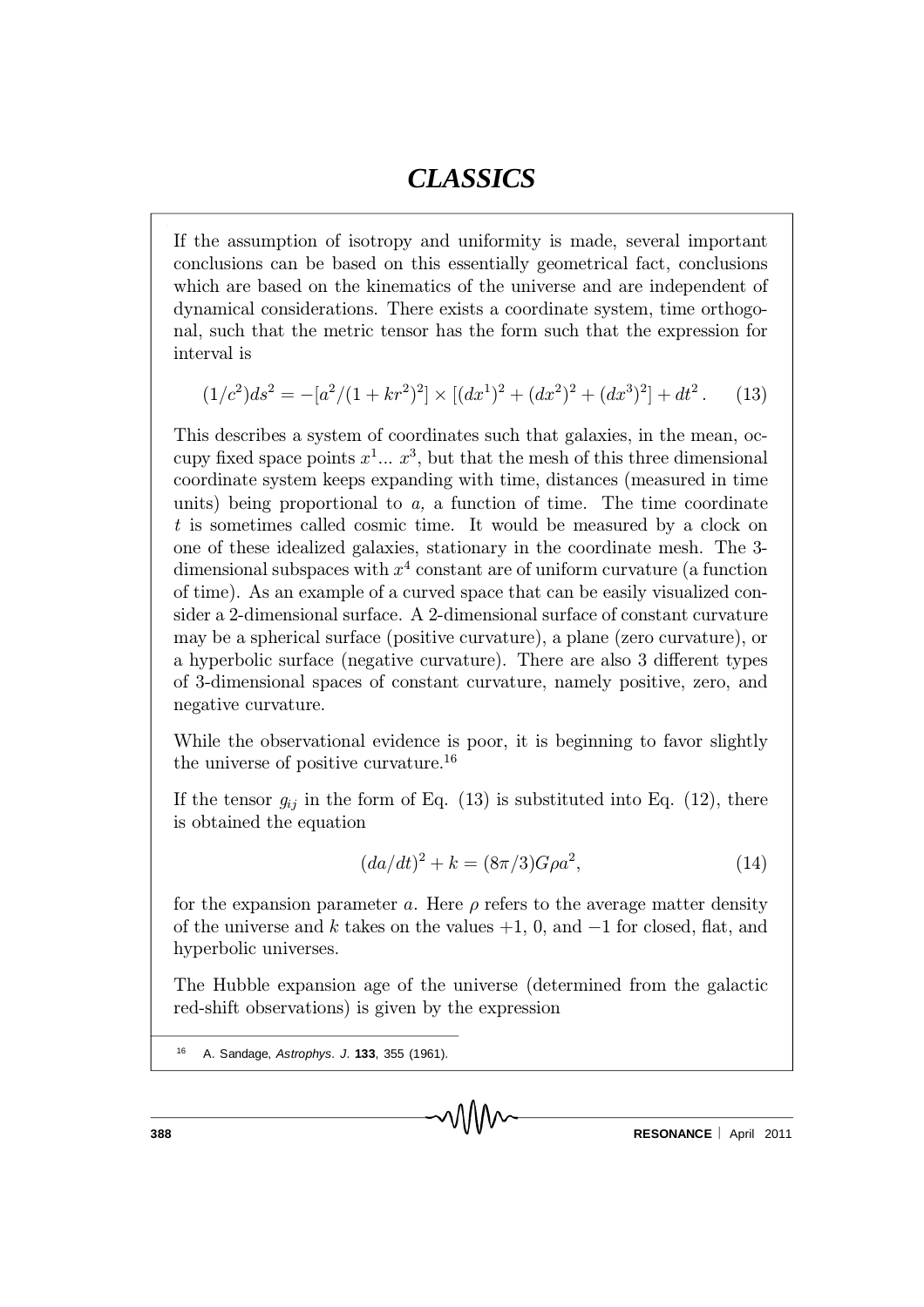If the assumption of isotropy and uniformity is made, several important conclusions can be based on this essentially geometrical fact, conclusions which are based on the kinematics of the universe and are independent of dynamical considerations. There exists a coordinate system, time orthogonal, such that the metric tensor has the form such that the expression for interval is

$$(1/c^2)ds^2 = -[a^2/(1+kr^2)^2] \times [(dx^1)^2 + (dx^2)^2 + (dx^3)^2] + dt^2 \,. \qquad (13)$$

This describes a system of coordinates such that galaxies, in the mean, occupy fixed space points $x^1 ... \, x^3$, but that the mesh of this three dimensional coordinate system keeps expanding with time, distances (measured in time units) being proportional to $a$, a function of time. The time coordinate $t$ is sometimes called cosmic time. It would be measured by a clock on one of these idealized galaxies, stationary in the coordinate mesh. The 3-dimensional subspaces with $x^4$ constant are of uniform curvature (a function of time). As an example of a curved space that can be easily visualized consider a 2-dimensional surface. A 2-dimensional surface of constant curvature may be a spherical surface (positive curvature), a plane (zero curvature), or a hyperbolic surface (negative curvature). There are also 3 different types of 3-dimensional spaces of constant curvature, namely positive, zero, and negative curvature.

While the observational evidence is poor, it is beginning to favor slightly the universe of positive curvature.[16]

If the tensor $g_{ij}$ in the form of Eq. (13) is substituted into Eq. (12), there is obtained the equation

$$(da/dt)^2 + k = (8\pi/3)G\rho a^2, \qquad (14)$$

for the expansion parameter $a$. Here $\rho$ refers to the average matter density of the universe and $k$ takes on the values $+1$, $0$, and $-1$ for closed, flat, and hyperbolic universes.

The Hubble expansion age of the universe (determined from the galactic red-shift observations) is given by the expression

[16] A. Sandage, *Astrophys. J.* **133**, 355 (1961).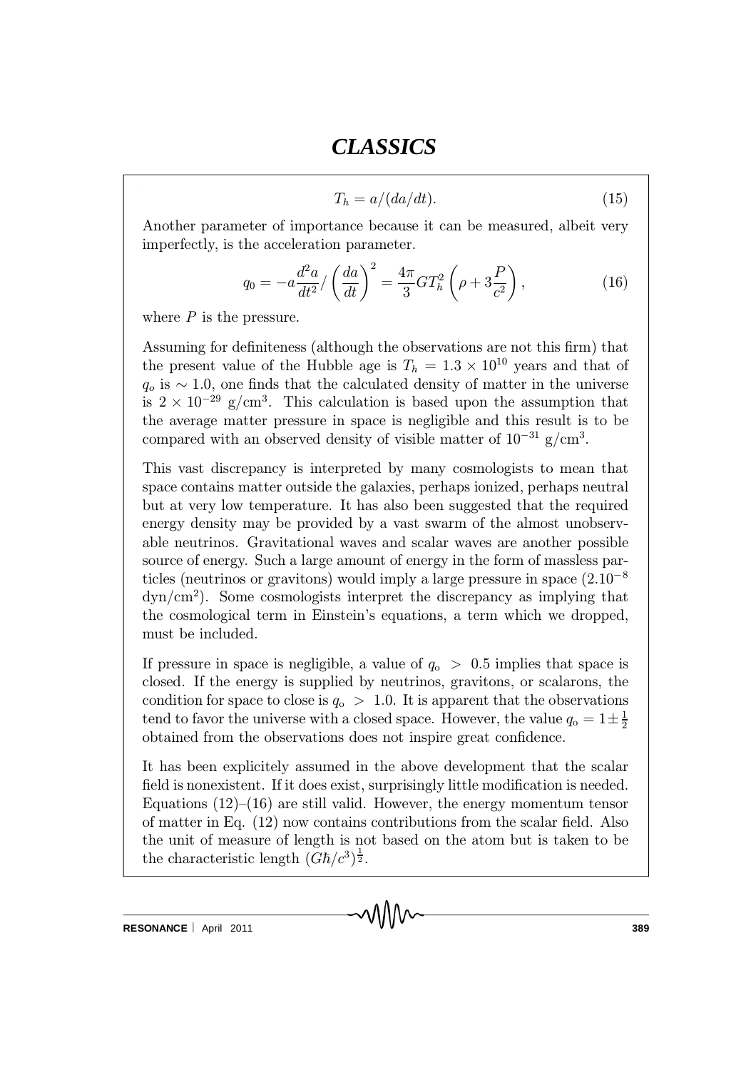$$T_h = a/(da/dt). \tag{15}$$

Another parameter of importance because it can be measured, albeit very imperfectly, is the acceleration parameter.

$$q_0 = -a\frac{d^2a}{dt^2}/\left(\frac{da}{dt}\right)^2 = \frac{4\pi}{3}GT_h^2\left(\rho + 3\frac{P}{c^2}\right), \tag{16}$$

where $P$ is the pressure.

Assuming for definiteness (although the observations are not this firm) that the present value of the Hubble age is $T_h = 1.3 \times 10^{10}$ years and that of $q_o$ is $\sim 1.0$, one finds that the calculated density of matter in the universe is $2 \times 10^{-29}$ g/cm$^3$. This calculation is based upon the assumption that the average matter pressure in space is negligible and this result is to be compared with an observed density of visible matter of $10^{-31}$ g/cm$^3$.

This vast discrepancy is interpreted by many cosmologists to mean that space contains matter outside the galaxies, perhaps ionized, perhaps neutral but at very low temperature. It has also been suggested that the required energy density may be provided by a vast swarm of the almost unobservable neutrinos. Gravitational waves and scalar waves are another possible source of energy. Such a large amount of energy in the form of massless particles (neutrinos or gravitons) would imply a large pressure in space ($2.10^{-8}$ dyn/cm$^2$). Some cosmologists interpret the discrepancy as implying that the cosmological term in Einstein's equations, a term which we dropped, must be included.

If pressure in space is negligible, a value of $q_o > 0.5$ implies that space is closed. If the energy is supplied by neutrinos, gravitons, or scalarons, the condition for space to close is $q_o > 1.0$. It is apparent that the observations tend to favor the universe with a closed space. However, the value $q_o = 1 \pm \frac{1}{2}$ obtained from the observations does not inspire great confidence.

It has been explicitely assumed in the above development that the scalar field is nonexistent. If it does exist, surprisingly little modification is needed. Equations (12)–(16) are still valid. However, the energy momentum tensor of matter in Eq. (12) now contains contributions from the scalar field. Also the unit of measure of length is not based on the atom but is taken to be the characteristic length $(G\hbar/c^3)^{\frac{1}{2}}$.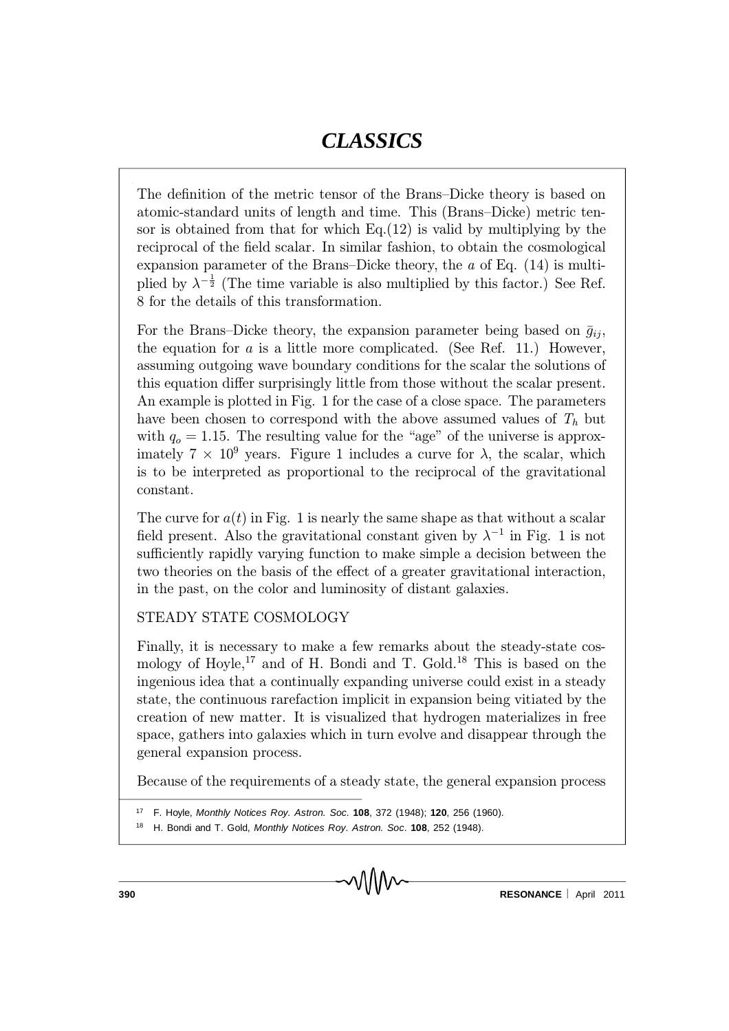The definition of the metric tensor of the Brans–Dicke theory is based on atomic-standard units of length and time. This (Brans–Dicke) metric tensor is obtained from that for which Eq.(12) is valid by multiplying by the reciprocal of the field scalar. In similar fashion, to obtain the cosmological expansion parameter of the Brans–Dicke theory, the $a$ of Eq. (14) is multiplied by $\lambda^{-\frac{1}{2}}$ (The time variable is also multiplied by this factor.) See Ref. 8 for the details of this transformation.

For the Brans–Dicke theory, the expansion parameter being based on $\bar{g}_{ij}$, the equation for $a$ is a little more complicated. (See Ref. 11.) However, assuming outgoing wave boundary conditions for the scalar the solutions of this equation differ surprisingly little from those without the scalar present. An example is plotted in Fig. 1 for the case of a close space. The parameters have been chosen to correspond with the above assumed values of $T_h$ but with $q_o = 1.15$. The resulting value for the "age" of the universe is approximately $7 \times 10^9$ years. Figure 1 includes a curve for $\lambda$, the scalar, which is to be interpreted as proportional to the reciprocal of the gravitational constant.

The curve for $a(t)$ in Fig. 1 is nearly the same shape as that without a scalar field present. Also the gravitational constant given by $\lambda^{-1}$ in Fig. 1 is not sufficiently rapidly varying function to make simple a decision between the two theories on the basis of the effect of a greater gravitational interaction, in the past, on the color and luminosity of distant galaxies.

## STEADY STATE COSMOLOGY

Finally, it is necessary to make a few remarks about the steady-state cosmology of Hoyle,[17] and of H. Bondi and T. Gold.[18] This is based on the ingenious idea that a continually expanding universe could exist in a steady state, the continuous rarefaction implicit in expansion being vitiated by the creation of new matter. It is visualized that hydrogen materializes in free space, gathers into galaxies which in turn evolve and disappear through the general expansion process.

Because of the requirements of a steady state, the general expansion process

[17] F. Hoyle, *Monthly Notices Roy. Astron. Soc.* **108**, 372 (1948); **120**, 256 (1960).

[18] H. Bondi and T. Gold, *Monthly Notices Roy. Astron. Soc*. **108**, 252 (1948).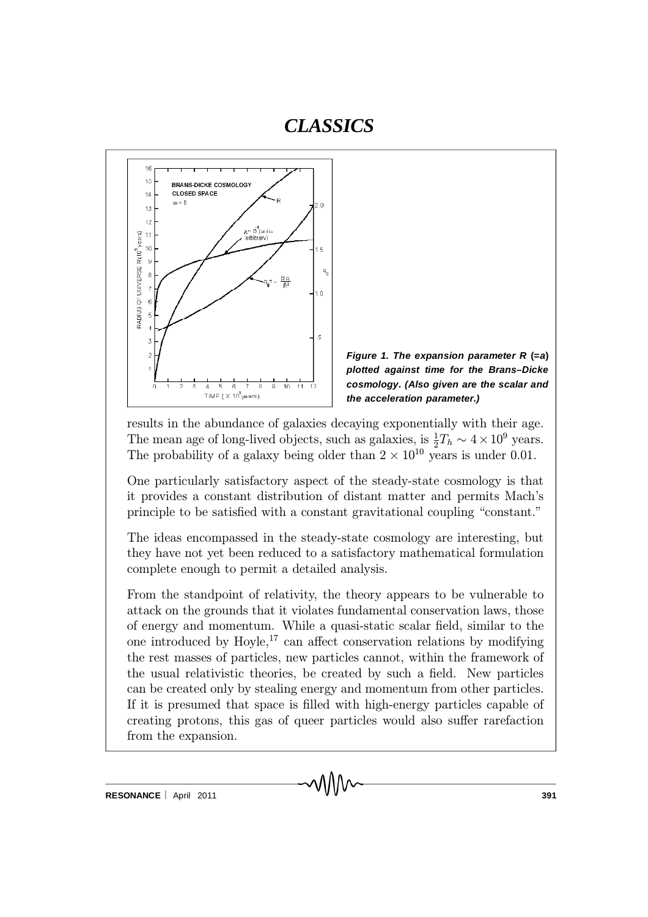BRANS-DICKE COSMOLOGY
CLOSED SPACE
$\omega = 6$

RADIUS OF UNIVERSE R ($10^9$ years)

TIME ( X $10^9$ years)

R

$\lambda \sim \bar{G}^{-1}$ (units arbitrary)

$q_0 = -\frac{R\ddot{R}}{\dot{R}^2}$

$q_0$

16 15 14 13 12 11 10 9 8 7 6 5 4 3 2 1 0

0 1 2 3 4 5 6 7 8 9 10 11 12

2.0 1.5 1.0 .5

***Figure 1. The expansion parameter R (=a) plotted against time for the Brans–Dicke cosmology. (Also given are the scalar and the acceleration parameter.)***

results in the abundance of galaxies decaying exponentially with their age. The mean age of long-lived objects, such as galaxies, is $\frac{1}{2}T_h \sim 4 \times 10^9$ years. The probability of a galaxy being older than $2 \times 10^{10}$ years is under 0.01.

One particularly satisfactory aspect of the steady-state cosmology is that it provides a constant distribution of distant matter and permits Mach's principle to be satisfied with a constant gravitational coupling "constant."

The ideas encompassed in the steady-state cosmology are interesting, but they have not yet been reduced to a satisfactory mathematical formulation complete enough to permit a detailed analysis.

From the standpoint of relativity, the theory appears to be vulnerable to attack on the grounds that it violates fundamental conservation laws, those of energy and momentum. While a quasi-static scalar field, similar to the one introduced by Hoyle,[17] can affect conservation relations by modifying the rest masses of particles, new particles cannot, within the framework of the usual relativistic theories, be created by such a field. New particles can be created only by stealing energy and momentum from other particles. If it is presumed that space is filled with high-energy particles capable of creating protons, this gas of queer particles would also suffer rarefaction from the expansion.